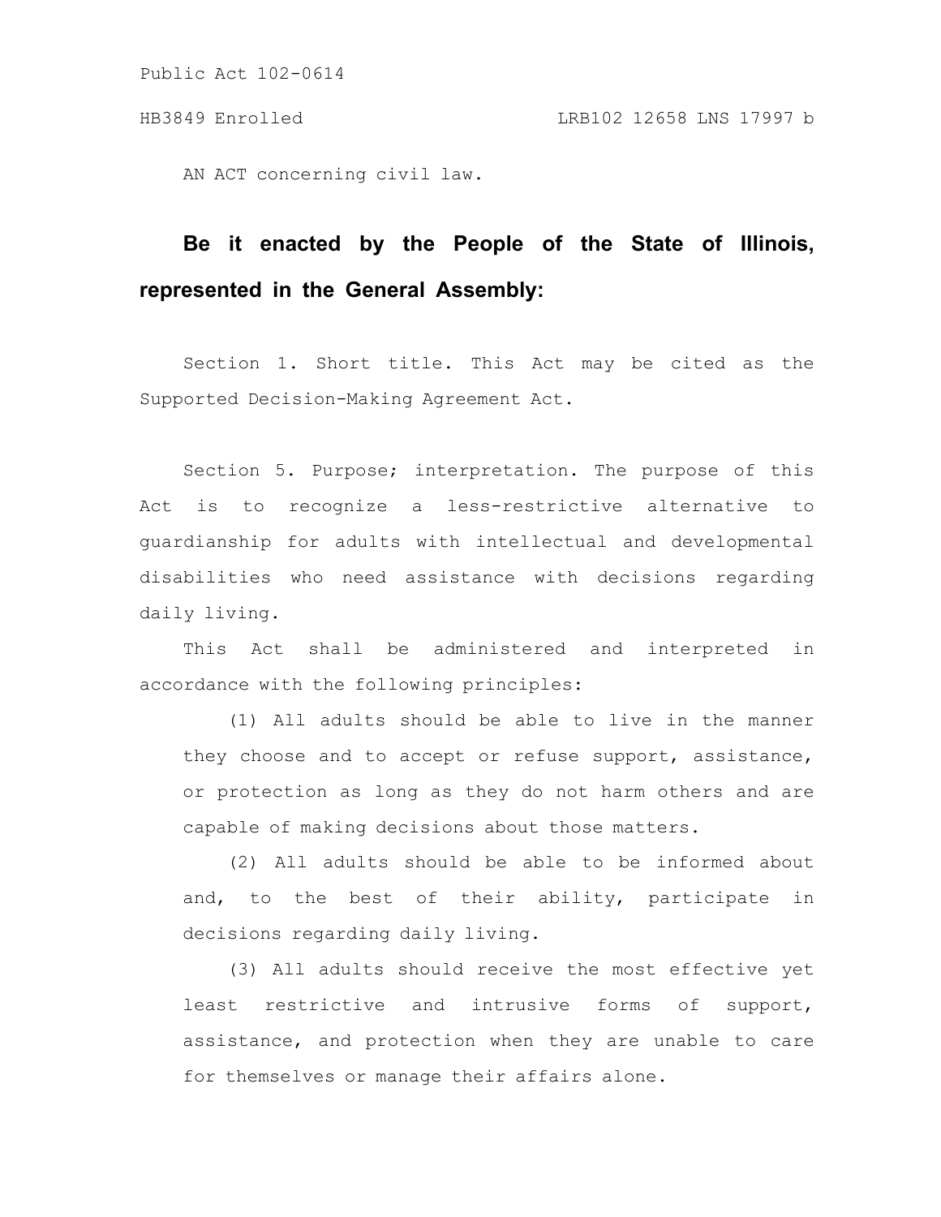Public Act 102-0614

HB3849 Enrolled LRB102 12658 LNS 17997 b

AN ACT concerning civil law.

**Be it enacted by the People of the State of Illinois, represented in the General Assembly:**

Section 1. Short title. This Act may be cited as the Supported Decision-Making Agreement Act.

Section 5. Purpose; interpretation. The purpose of this Act is to recognize a less-restrictive alternative to guardianship for adults with intellectual and developmental disabilities who need assistance with decisions regarding daily living.

This Act shall be administered and interpreted in accordance with the following principles:

(1) All adults should be able to live in the manner they choose and to accept or refuse support, assistance, or protection as long as they do not harm others and are capable of making decisions about those matters.

(2) All adults should be able to be informed about and, to the best of their ability, participate in decisions regarding daily living.

(3) All adults should receive the most effective yet least restrictive and intrusive forms of support, assistance, and protection when they are unable to care for themselves or manage their affairs alone.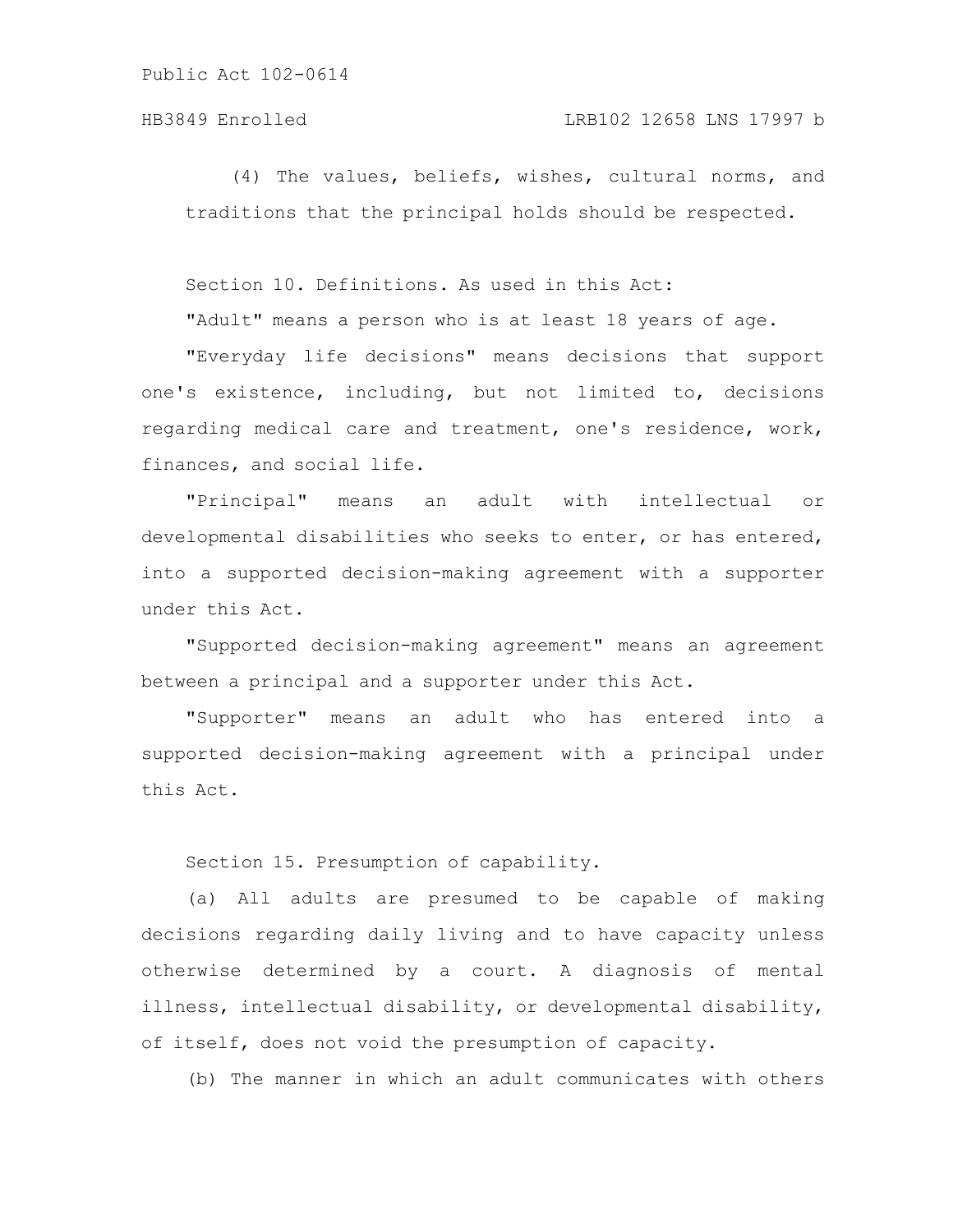(4) The values, beliefs, wishes, cultural norms, and traditions that the principal holds should be respected.

Section 10. Definitions. As used in this Act:

"Adult" means a person who is at least 18 years of age.

"Everyday life decisions" means decisions that support one's existence, including, but not limited to, decisions regarding medical care and treatment, one's residence, work, finances, and social life.

"Principal" means an adult with intellectual or developmental disabilities who seeks to enter, or has entered, into a supported decision-making agreement with a supporter under this Act.

"Supported decision-making agreement" means an agreement between a principal and a supporter under this Act.

"Supporter" means an adult who has entered into a supported decision-making agreement with a principal under this Act.

Section 15. Presumption of capability.

(a) All adults are presumed to be capable of making decisions regarding daily living and to have capacity unless otherwise determined by a court. A diagnosis of mental illness, intellectual disability, or developmental disability, of itself, does not void the presumption of capacity.

(b) The manner in which an adult communicates with others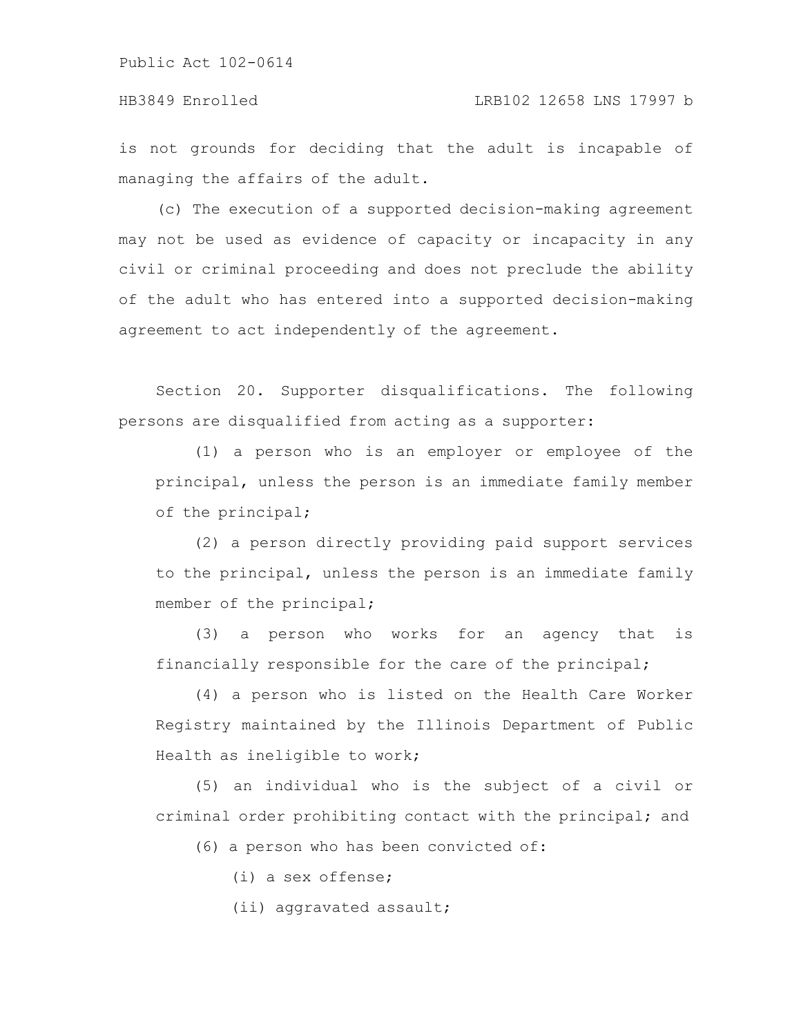is not grounds for deciding that the adult is incapable of managing the affairs of the adult.

(c) The execution of a supported decision-making agreement may not be used as evidence of capacity or incapacity in any civil or criminal proceeding and does not preclude the ability of the adult who has entered into a supported decision-making agreement to act independently of the agreement.

Section 20. Supporter disqualifications. The following persons are disqualified from acting as a supporter:

(1) a person who is an employer or employee of the principal, unless the person is an immediate family member of the principal;

(2) a person directly providing paid support services to the principal, unless the person is an immediate family member of the principal;

(3) a person who works for an agency that is financially responsible for the care of the principal;

(4) a person who is listed on the Health Care Worker Registry maintained by the Illinois Department of Public Health as ineligible to work;

(5) an individual who is the subject of a civil or criminal order prohibiting contact with the principal; and

(6) a person who has been convicted of:

(i) a sex offense;

(ii) aggravated assault;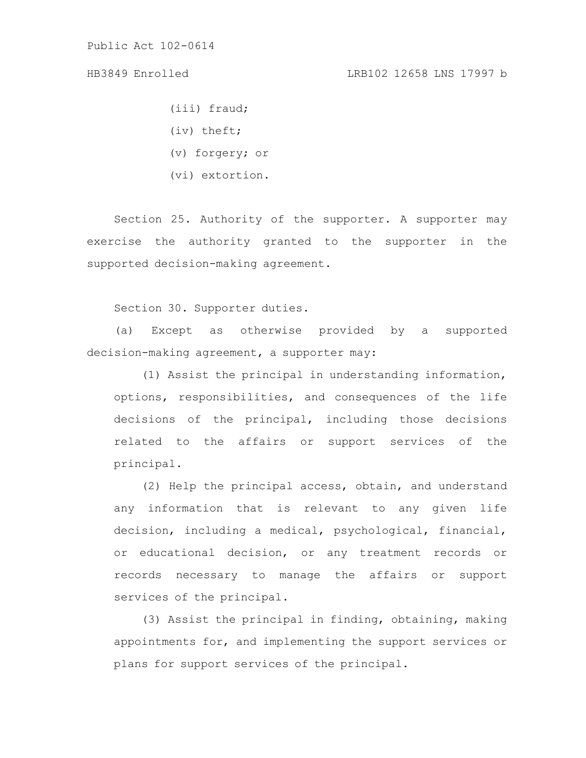(iii) fraud;

(iv) theft;

(v) forgery; or

(vi) extortion.

Section 25. Authority of the supporter. A supporter may exercise the authority granted to the supporter in the supported decision-making agreement.

Section 30. Supporter duties.

(a) Except as otherwise provided by a supported decision-making agreement, a supporter may:

(1) Assist the principal in understanding information, options, responsibilities, and consequences of the life decisions of the principal, including those decisions related to the affairs or support services of the principal.

(2) Help the principal access, obtain, and understand any information that is relevant to any given life decision, including a medical, psychological, financial, or educational decision, or any treatment records or records necessary to manage the affairs or support services of the principal.

(3) Assist the principal in finding, obtaining, making appointments for, and implementing the support services or plans for support services of the principal.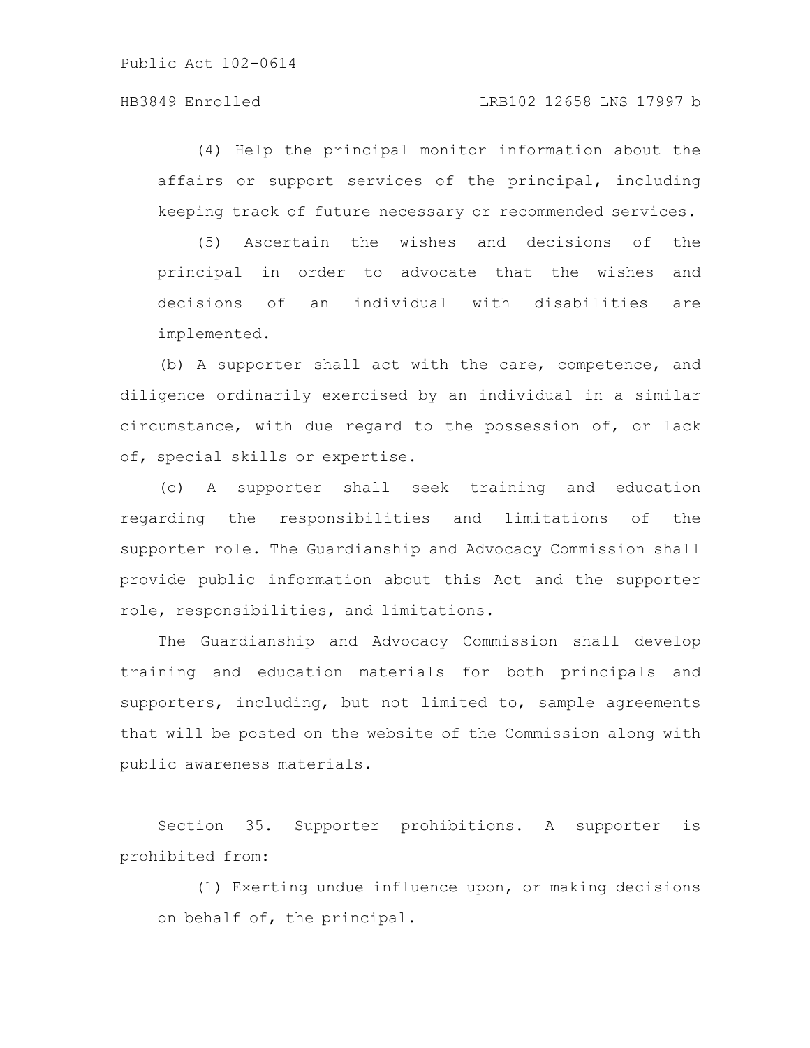(4) Help the principal monitor information about the affairs or support services of the principal, including keeping track of future necessary or recommended services.

(5) Ascertain the wishes and decisions of the principal in order to advocate that the wishes and decisions of an individual with disabilities are implemented.

(b) A supporter shall act with the care, competence, and diligence ordinarily exercised by an individual in a similar circumstance, with due regard to the possession of, or lack of, special skills or expertise.

(c) A supporter shall seek training and education regarding the responsibilities and limitations of the supporter role. The Guardianship and Advocacy Commission shall provide public information about this Act and the supporter role, responsibilities, and limitations.

The Guardianship and Advocacy Commission shall develop training and education materials for both principals and supporters, including, but not limited to, sample agreements that will be posted on the website of the Commission along with public awareness materials.

Section 35. Supporter prohibitions. A supporter is prohibited from:

(1) Exerting undue influence upon, or making decisions on behalf of, the principal.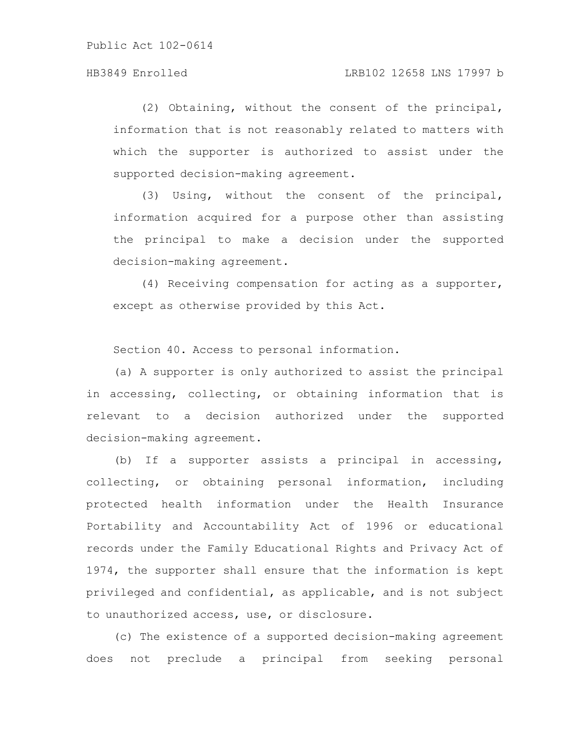(2) Obtaining, without the consent of the principal, information that is not reasonably related to matters with which the supporter is authorized to assist under the supported decision-making agreement.

(3) Using, without the consent of the principal, information acquired for a purpose other than assisting the principal to make a decision under the supported decision-making agreement.

(4) Receiving compensation for acting as a supporter, except as otherwise provided by this Act.

Section 40. Access to personal information.

(a) A supporter is only authorized to assist the principal in accessing, collecting, or obtaining information that is relevant to a decision authorized under the supported decision-making agreement.

(b) If a supporter assists a principal in accessing, collecting, or obtaining personal information, including protected health information under the Health Insurance Portability and Accountability Act of 1996 or educational records under the Family Educational Rights and Privacy Act of 1974, the supporter shall ensure that the information is kept privileged and confidential, as applicable, and is not subject to unauthorized access, use, or disclosure.

(c) The existence of a supported decision-making agreement does not preclude a principal from seeking personal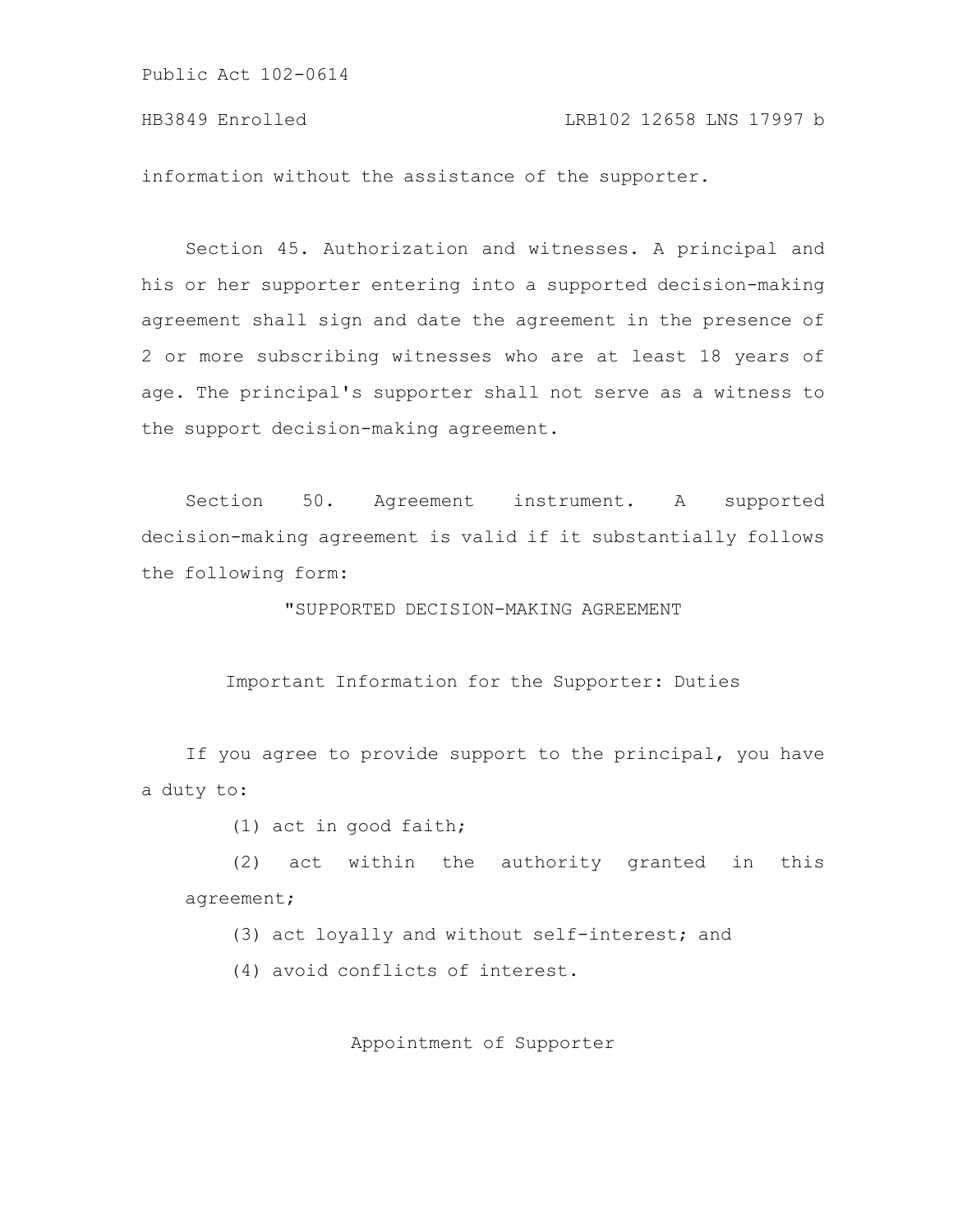information without the assistance of the supporter.

Section 45. Authorization and witnesses. A principal and his or her supporter entering into a supported decision-making agreement shall sign and date the agreement in the presence of 2 or more subscribing witnesses who are at least 18 years of age. The principal's supporter shall not serve as a witness to the support decision-making agreement.

Section 50. Agreement instrument. A supported decision-making agreement is valid if it substantially follows the following form:

"SUPPORTED DECISION-MAKING AGREEMENT

Important Information for the Supporter: Duties

If you agree to provide support to the principal, you have a duty to:

(1) act in good faith;

(2) act within the authority granted in this agreement;

(3) act loyally and without self-interest; and

(4) avoid conflicts of interest.

Appointment of Supporter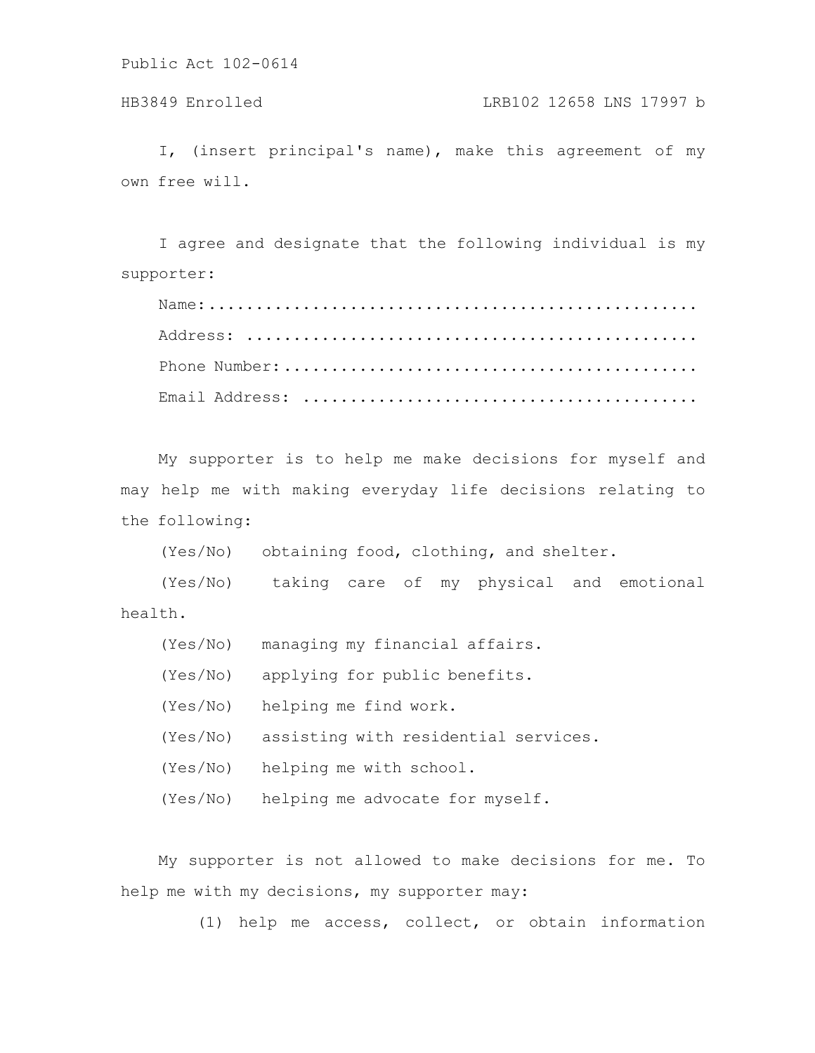I, (insert principal's name), make this agreement of my own free will.

I agree and designate that the following individual is my supporter:

Name:....................................................

Address: ...............................................

Phone Number:...........................................

Email Address: ........................................

My supporter is to help me make decisions for myself and may help me with making everyday life decisions relating to the following:

(Yes/No) obtaining food, clothing, and shelter.

(Yes/No) taking care of my physical and emotional health.

(Yes/No) managing my financial affairs.

(Yes/No) applying for public benefits.

(Yes/No) helping me find work.

(Yes/No) assisting with residential services.

(Yes/No) helping me with school.

(Yes/No) helping me advocate for myself.

My supporter is not allowed to make decisions for me. To help me with my decisions, my supporter may:

(1) help me access, collect, or obtain information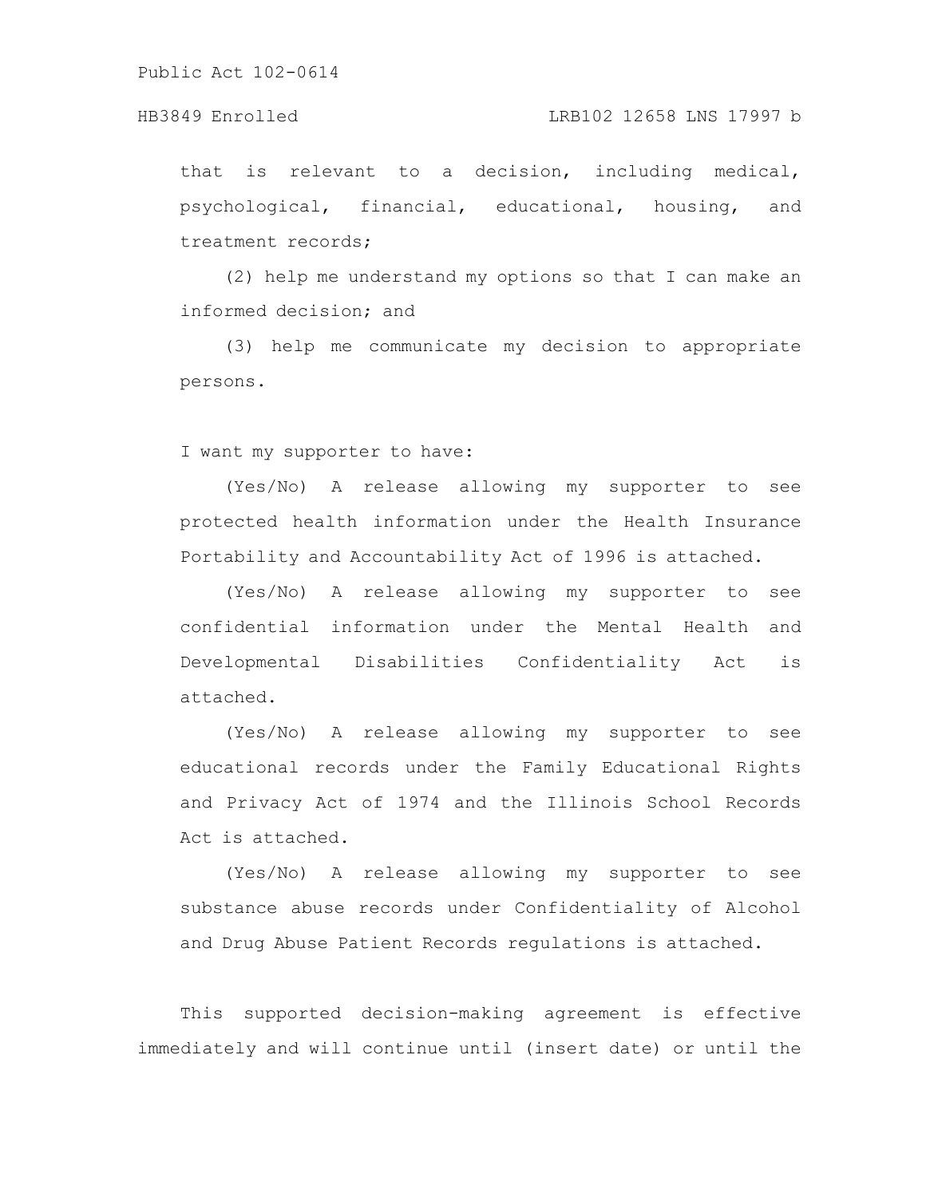that is relevant to a decision, including medical, psychological, financial, educational, housing, and treatment records;

(2) help me understand my options so that I can make an informed decision; and

(3) help me communicate my decision to appropriate persons.

I want my supporter to have:

(Yes/No) A release allowing my supporter to see protected health information under the Health Insurance Portability and Accountability Act of 1996 is attached.

(Yes/No) A release allowing my supporter to see confidential information under the Mental Health and Developmental Disabilities Confidentiality Act is attached.

(Yes/No) A release allowing my supporter to see educational records under the Family Educational Rights and Privacy Act of 1974 and the Illinois School Records Act is attached.

(Yes/No) A release allowing my supporter to see substance abuse records under Confidentiality of Alcohol and Drug Abuse Patient Records regulations is attached.

This supported decision-making agreement is effective immediately and will continue until (insert date) or until the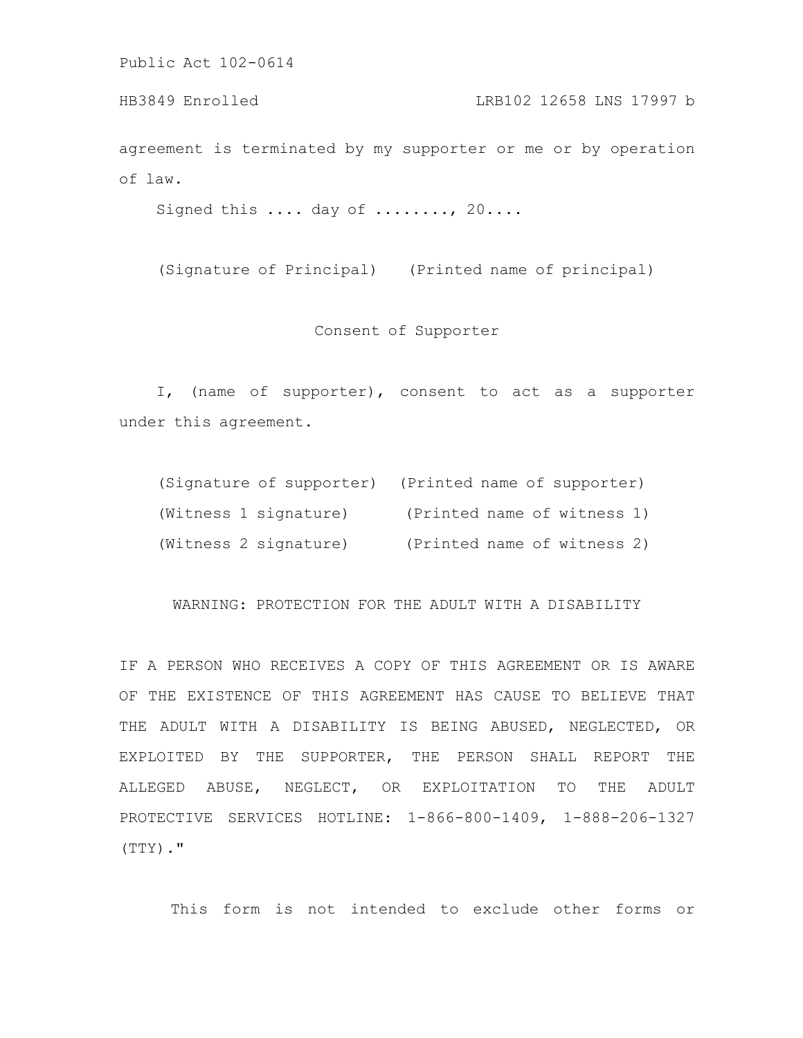agreement is terminated by my supporter or me or by operation of law.

Signed this .... day of ........, 20....

(Signature of Principal) (Printed name of principal)

Consent of Supporter

I, (name of supporter), consent to act as a supporter under this agreement.

(Signature of supporter) (Printed name of supporter)

(Witness 1 signature) (Printed name of witness 1)

(Witness 2 signature) (Printed name of witness 2)

WARNING: PROTECTION FOR THE ADULT WITH A DISABILITY

IF A PERSON WHO RECEIVES A COPY OF THIS AGREEMENT OR IS AWARE OF THE EXISTENCE OF THIS AGREEMENT HAS CAUSE TO BELIEVE THAT THE ADULT WITH A DISABILITY IS BEING ABUSED, NEGLECTED, OR EXPLOITED BY THE SUPPORTER, THE PERSON SHALL REPORT THE ALLEGED ABUSE, NEGLECT, OR EXPLOITATION TO THE ADULT PROTECTIVE SERVICES HOTLINE: 1-866-800-1409, 1-888-206-1327 (TTY)."

This form is not intended to exclude other forms or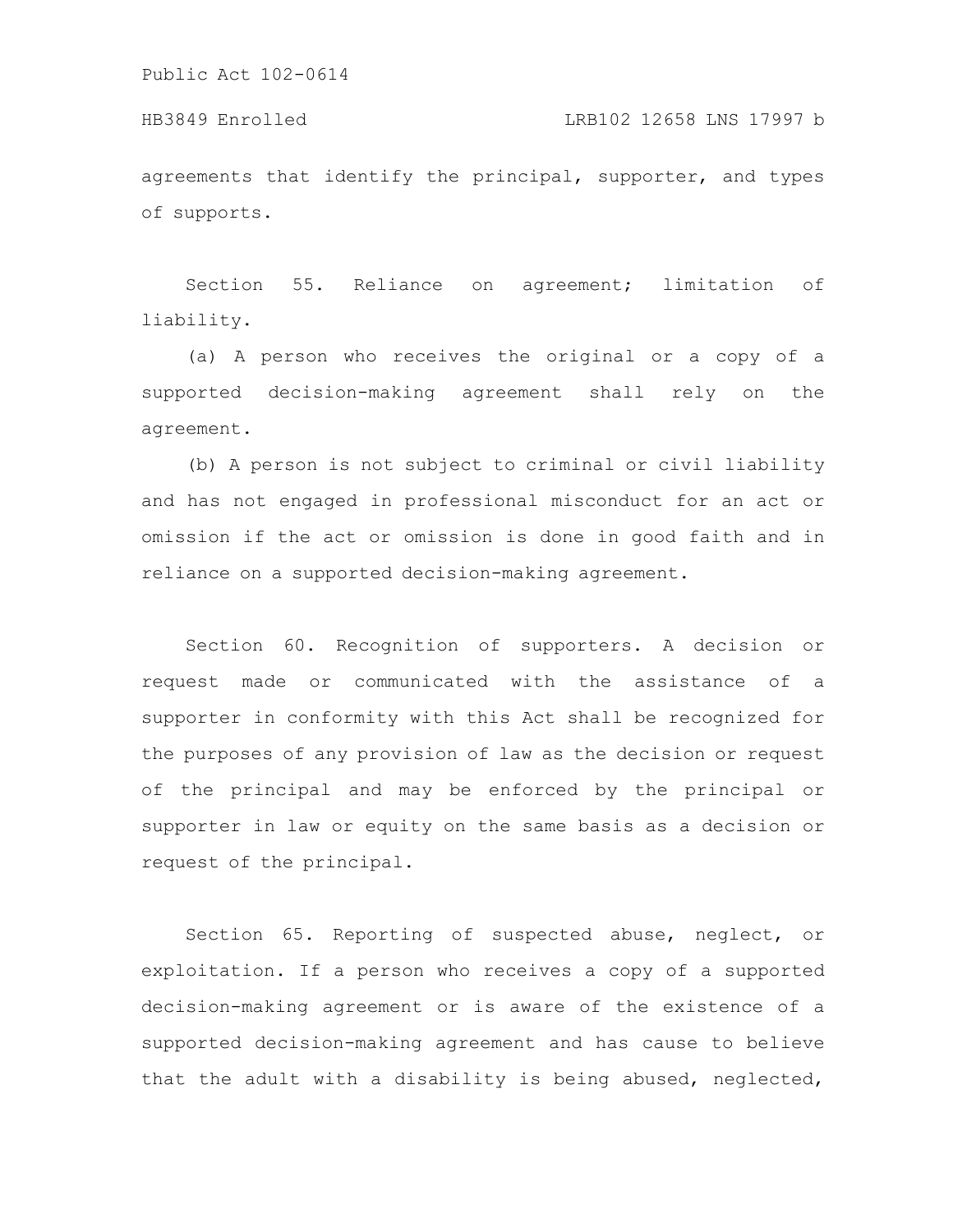agreements that identify the principal, supporter, and types of supports.

Section 55. Reliance on agreement; limitation of liability.

(a) A person who receives the original or a copy of a supported decision-making agreement shall rely on the agreement.

(b) A person is not subject to criminal or civil liability and has not engaged in professional misconduct for an act or omission if the act or omission is done in good faith and in reliance on a supported decision-making agreement.

Section 60. Recognition of supporters. A decision or request made or communicated with the assistance of a supporter in conformity with this Act shall be recognized for the purposes of any provision of law as the decision or request of the principal and may be enforced by the principal or supporter in law or equity on the same basis as a decision or request of the principal.

Section 65. Reporting of suspected abuse, neglect, or exploitation. If a person who receives a copy of a supported decision-making agreement or is aware of the existence of a supported decision-making agreement and has cause to believe that the adult with a disability is being abused, neglected,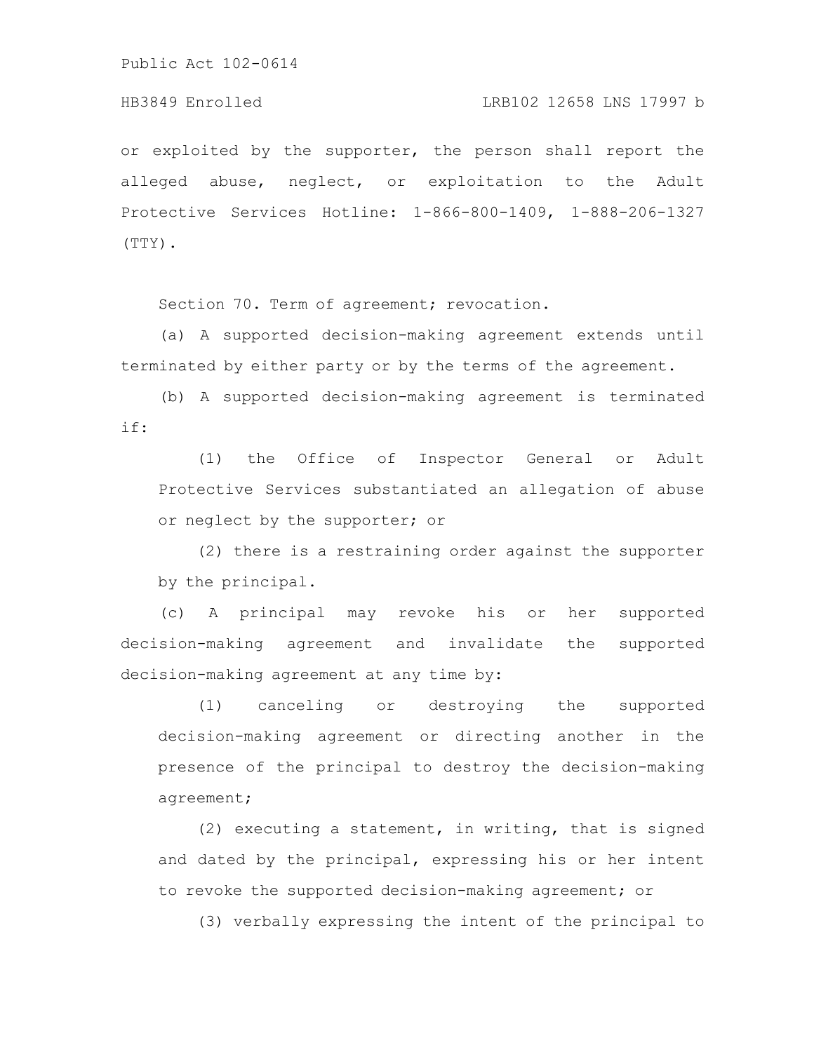or exploited by the supporter, the person shall report the alleged abuse, neglect, or exploitation to the Adult Protective Services Hotline: 1-866-800-1409, 1-888-206-1327 (TTY).

Section 70. Term of agreement; revocation.

(a) A supported decision-making agreement extends until terminated by either party or by the terms of the agreement.

(b) A supported decision-making agreement is terminated if:

(1) the Office of Inspector General or Adult Protective Services substantiated an allegation of abuse or neglect by the supporter; or

(2) there is a restraining order against the supporter by the principal.

(c) A principal may revoke his or her supported decision-making agreement and invalidate the supported decision-making agreement at any time by:

(1) canceling or destroying the supported decision-making agreement or directing another in the presence of the principal to destroy the decision-making agreement;

(2) executing a statement, in writing, that is signed and dated by the principal, expressing his or her intent to revoke the supported decision-making agreement; or

(3) verbally expressing the intent of the principal to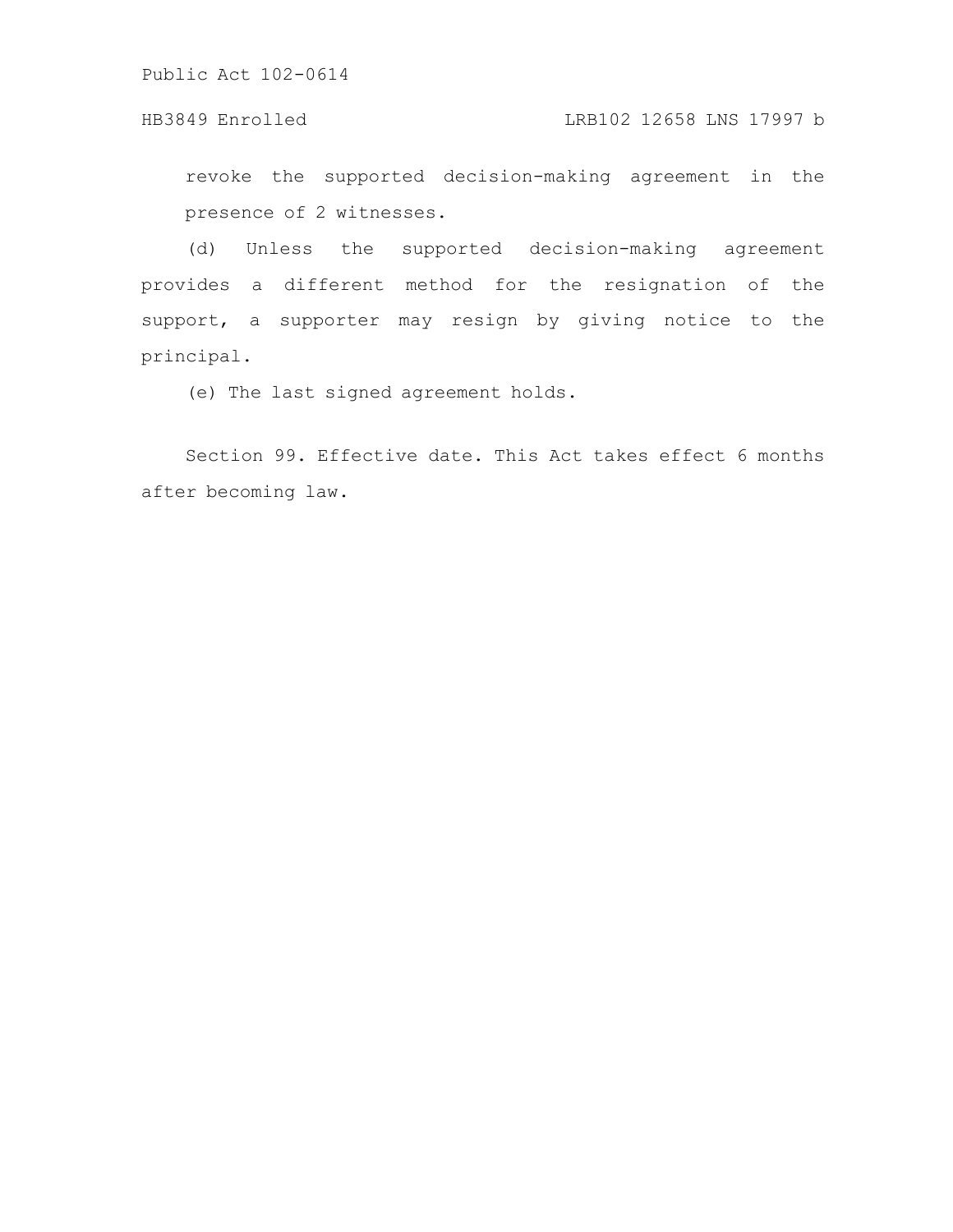revoke the supported decision-making agreement in the presence of 2 witnesses.

(d) Unless the supported decision-making agreement provides a different method for the resignation of the support, a supporter may resign by giving notice to the principal.

(e) The last signed agreement holds.

Section 99. Effective date. This Act takes effect 6 months after becoming law.